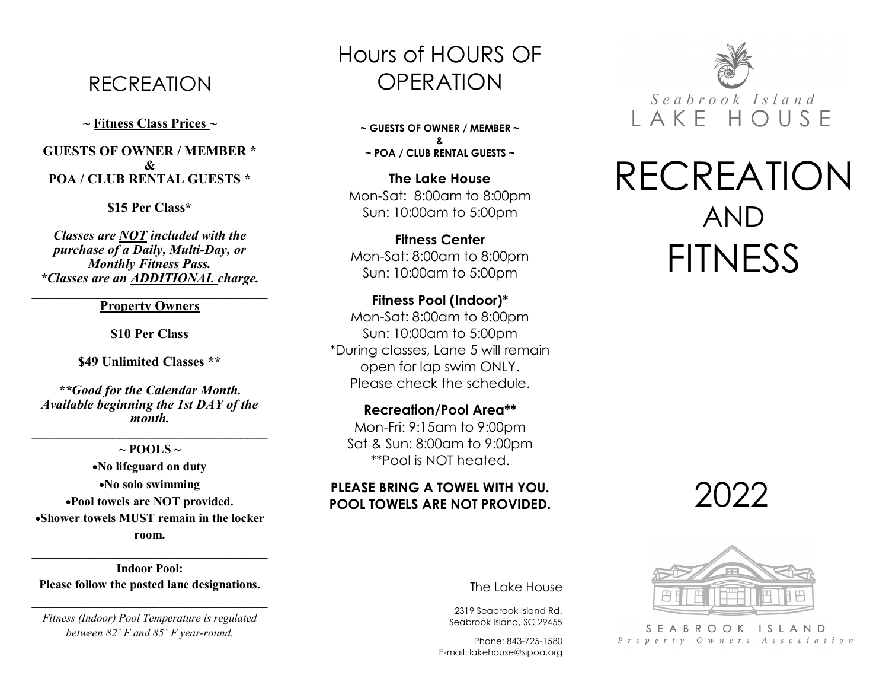# RECREATION

**~ Fitness Class Prices ~**

**GUESTS OF OWNER / MEMBER * & POA / CLUB RENTAL GUESTS ***

**$15 Per Class***

***Classes are NOT included with the purchase of a Daily, Multi-Day, or Monthly Fitness Pass.***
***\*Classes are an ADDITIONAL charge.***

---

**Property Owners**

**$10 Per Class**

**$49 Unlimited Classes ****

***\*\*Good for the Calendar Month. Available beginning the 1st DAY of the month.***

---

**~ POOLS ~**

- **No lifeguard on duty**
- **No solo swimming**
- **Pool towels are NOT provided.**
- **Shower towels MUST remain in the locker room.**

---

**Indoor Pool:**
**Please follow the posted lane designations.**

---

*Fitness (Indoor) Pool Temperature is regulated between 82˚ F and 85˚ F year-round.*

# Hours of HOURS OF OPERATION

**~ GUESTS OF OWNER / MEMBER ~**
**&**
**~ POA / CLUB RENTAL GUESTS ~**

**The Lake House**
Mon-Sat: 8:00am to 8:00pm
Sun: 10:00am to 5:00pm

**Fitness Center**
Mon-Sat: 8:00am to 8:00pm
Sun: 10:00am to 5:00pm

**Fitness Pool (Indoor)***
Mon-Sat: 8:00am to 8:00pm
Sun: 10:00am to 5:00pm
*During classes, Lane 5 will remain open for lap swim ONLY. Please check the schedule.

**Recreation/Pool Area****
Mon-Fri: 9:15am to 9:00pm
Sat & Sun: 8:00am to 9:00pm
**Pool is NOT heated.

**PLEASE BRING A TOWEL WITH YOU. POOL TOWELS ARE NOT PROVIDED.**

The Lake House

2319 Seabrook Island Rd.
Seabrook Island, SC 29455

Phone: 843-725-1580
E-mail: lakehouse@sipoa.org

Seabrook Island
LAKE HOUSE

# RECREATION AND FITNESS

# 2022

SEABROOK ISLAND
Property Owners Association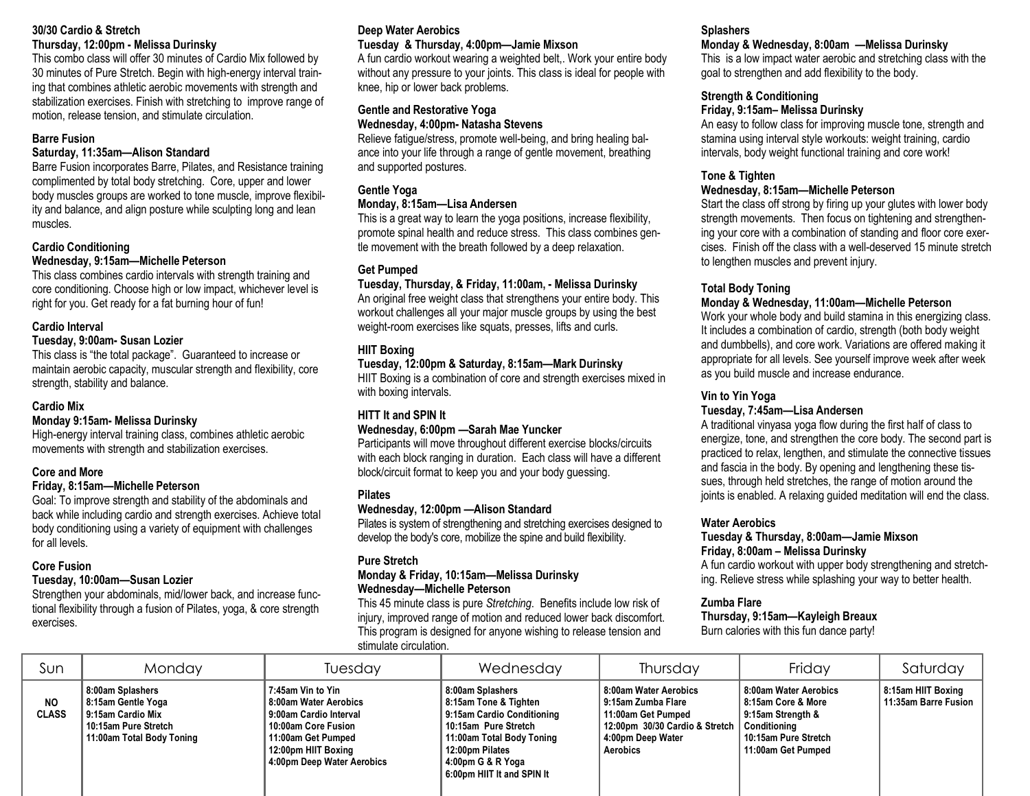### 30/30 Cardio & Stretch

**Thursday, 12:00pm - Melissa Durinsky**

This combo class will offer 30 minutes of Cardio Mix followed by 30 minutes of Pure Stretch. Begin with high-energy interval training that combines athletic aerobic movements with strength and stabilization exercises. Finish with stretching to improve range of motion, release tension, and stimulate circulation.

### Barre Fusion

**Saturday, 11:35am—Alison Standard**

Barre Fusion incorporates Barre, Pilates, and Resistance training complimented by total body stretching. Core, upper and lower body muscles groups are worked to tone muscle, improve flexibility and balance, and align posture while sculpting long and lean muscles.

### Cardio Conditioning

**Wednesday, 9:15am—Michelle Peterson**

This class combines cardio intervals with strength training and core conditioning. Choose high or low impact, whichever level is right for you. Get ready for a fat burning hour of fun!

### Cardio Interval

**Tuesday, 9:00am- Susan Lozier**

This class is "the total package". Guaranteed to increase or maintain aerobic capacity, muscular strength and flexibility, core strength, stability and balance.

### Cardio Mix

**Monday 9:15am- Melissa Durinsky**

High-energy interval training class, combines athletic aerobic movements with strength and stabilization exercises.

### Core and More

**Friday, 8:15am—Michelle Peterson**

Goal: To improve strength and stability of the abdominals and back while including cardio and strength exercises. Achieve total body conditioning using a variety of equipment with challenges for all levels.

### Core Fusion

**Tuesday, 10:00am—Susan Lozier**

Strengthen your abdominals, mid/lower back, and increase functional flexibility through a fusion of Pilates, yoga, & core strength exercises.

### Deep Water Aerobics

**Tuesday & Thursday, 4:00pm—Jamie Mixson**

A fun cardio workout wearing a weighted belt,. Work your entire body without any pressure to your joints. This class is ideal for people with knee, hip or lower back problems.

### Gentle and Restorative Yoga

**Wednesday, 4:00pm- Natasha Stevens**

Relieve fatigue/stress, promote well-being, and bring healing balance into your life through a range of gentle movement, breathing and supported postures.

### Gentle Yoga

**Monday, 8:15am—Lisa Andersen**

This is a great way to learn the yoga positions, increase flexibility, promote spinal health and reduce stress. This class combines gentle movement with the breath followed by a deep relaxation.

### Get Pumped

**Tuesday, Thursday, & Friday, 11:00am, - Melissa Durinsky**

An original free weight class that strengthens your entire body. This workout challenges all your major muscle groups by using the best weight-room exercises like squats, presses, lifts and curls.

### HIIT Boxing

**Tuesday, 12:00pm & Saturday, 8:15am—Mark Durinsky**

HIIT Boxing is a combination of core and strength exercises mixed in with boxing intervals.

### HITT It and SPIN It

**Wednesday, 6:00pm —Sarah Mae Yuncker**

Participants will move throughout different exercise blocks/circuits with each block ranging in duration. Each class will have a different block/circuit format to keep you and your body guessing.

### Pilates

**Wednesday, 12:00pm —Alison Standard**

Pilates is system of strengthening and stretching exercises designed to develop the body's core, mobilize the spine and build flexibility.

### Pure Stretch

**Monday & Friday, 10:15am—Melissa Durinsky**
**Wednesday—Michelle Peterson**

This 45 minute class is pure *Stretching*. Benefits include low risk of injury, improved range of motion and reduced lower back discomfort. This program is designed for anyone wishing to release tension and stimulate circulation.

### Splashers

**Monday & Wednesday, 8:00am —Melissa Durinsky**

This is a low impact water aerobic and stretching class with the goal to strengthen and add flexibility to the body.

### Strength & Conditioning

**Friday, 9:15am– Melissa Durinsky**

An easy to follow class for improving muscle tone, strength and stamina using interval style workouts: weight training, cardio intervals, body weight functional training and core work!

### Tone & Tighten

**Wednesday, 8:15am—Michelle Peterson**

Start the class off strong by firing up your glutes with lower body strength movements. Then focus on tightening and strengthening your core with a combination of standing and floor core exercises. Finish off the class with a well-deserved 15 minute stretch to lengthen muscles and prevent injury.

### Total Body Toning

**Monday & Wednesday, 11:00am—Michelle Peterson**

Work your whole body and build stamina in this energizing class. It includes a combination of cardio, strength (both body weight and dumbbells), and core work. Variations are offered making it appropriate for all levels. See yourself improve week after week as you build muscle and increase endurance.

### Vin to Yin Yoga

**Tuesday, 7:45am—Lisa Andersen**

A traditional vinyasa yoga flow during the first half of class to energize, tone, and strengthen the core body. The second part is practiced to relax, lengthen, and stimulate the connective tissues and fascia in the body. By opening and lengthening these tissues, through held stretches, the range of motion around the joints is enabled. A relaxing guided meditation will end the class.

### Water Aerobics

**Tuesday & Thursday, 8:00am—Jamie Mixson**
**Friday, 8:00am – Melissa Durinsky**

A fun cardio workout with upper body strengthening and stretching. Relieve stress while splashing your way to better health.

### Zumba Flare

**Thursday, 9:15am—Kayleigh Breaux**

Burn calories with this fun dance party!

| Sun | Monday | Tuesday | Wednesday | Thursday | Friday | Saturday |
|---|---|---|---|---|---|---|
| **NO CLASS** | **8:00am Splashers**<br>**8:15am Gentle Yoga**<br>**9:15am Cardio Mix**<br>**10:15am Pure Stretch**<br>**11:00am Total Body Toning** | **7:45am Vin to Yin**<br>**8:00am Water Aerobics**<br>**9:00am Cardio Interval**<br>**10:00am Core Fusion**<br>**11:00am Get Pumped**<br>**12:00pm HIIT Boxing**<br>**4:00pm Deep Water Aerobics** | **8:00am Splashers**<br>**8:15am Tone & Tighten**<br>**9:15am Cardio Conditioning**<br>**10:15am Pure Stretch**<br>**11:00am Total Body Toning**<br>**12:00pm Pilates**<br>**4:00pm G & R Yoga**<br>**6:00pm HIIT It and SPIN It** | **8:00am Water Aerobics**<br>**9:15am Zumba Flare**<br>**11:00am Get Pumped**<br>**12:00pm 30/30 Cardio & Stretch**<br>**4:00pm Deep Water Aerobics** | **8:00am Water Aerobics**<br>**8:15am Core & More**<br>**9:15am Strength & Conditioning**<br>**10:15am Pure Stretch**<br>**11:00am Get Pumped** | **8:15am HIIT Boxing**<br>**11:35am Barre Fusion** |